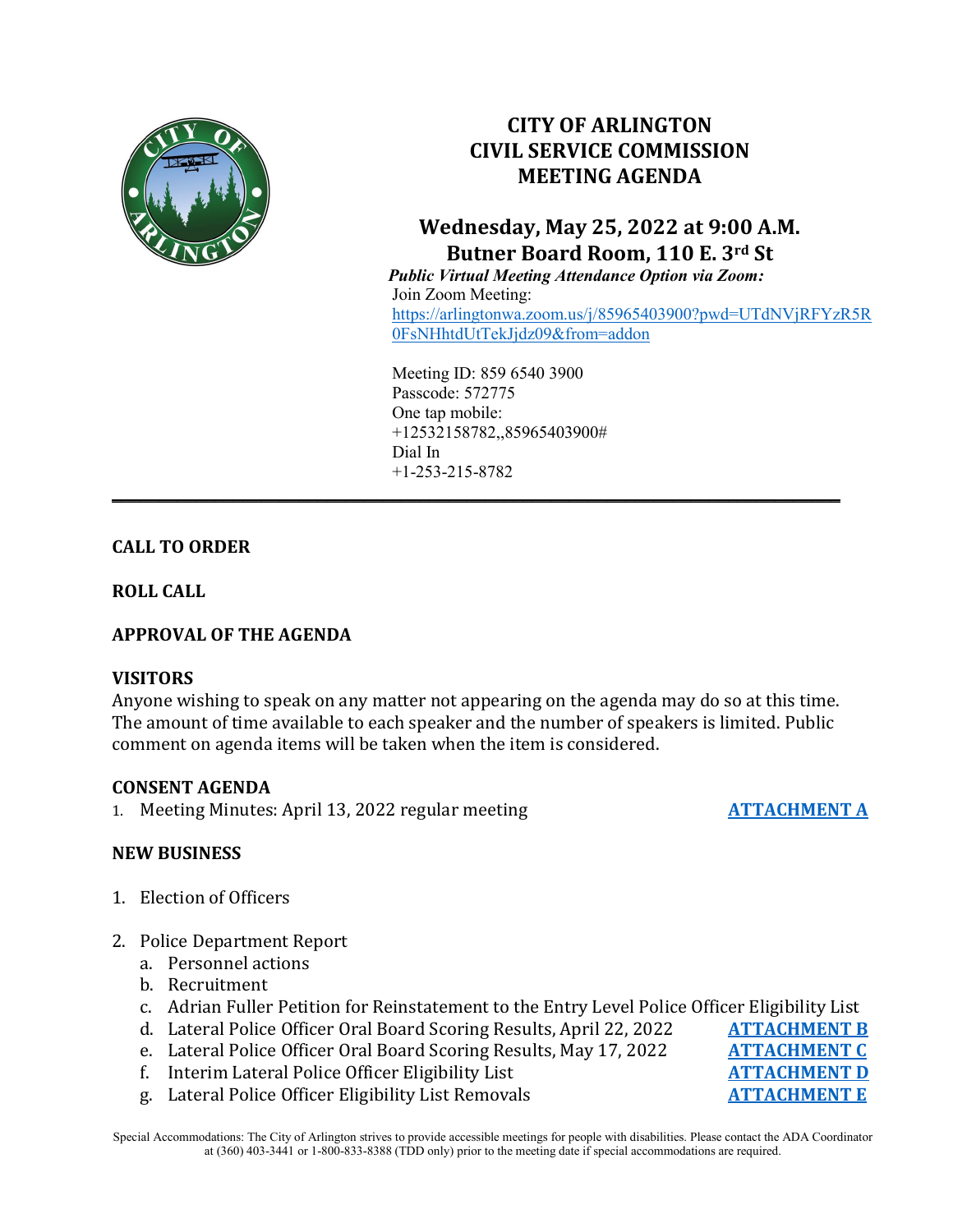# CITY OF ARLINGTON
# CIVIL SERVICE COMMISSION
# MEETING AGENDA

## Wednesday, May 25, 2022 at 9:00 A.M.
## Butner Board Room, 110 E. 3rd St

***Public Virtual Meeting Attendance Option via Zoom:***

Join Zoom Meeting:
https://arlingtonwa.zoom.us/j/85965403900?pwd=UTdNVjRFYzR5R0FsNHhtdUtTekJjdz09&from=addon

Meeting ID: 859 6540 3900
Passcode: 572775
One tap mobile:
+12532158782,,85965403900#
Dial In
+1-253-215-8782

---

**CALL TO ORDER**

**ROLL CALL**

**APPROVAL OF THE AGENDA**

**VISITORS**

Anyone wishing to speak on any matter not appearing on the agenda may do so at this time. The amount of time available to each speaker and the number of speakers is limited. Public comment on agenda items will be taken when the item is considered.

**CONSENT AGENDA**

1. Meeting Minutes: April 13, 2022 regular meeting **ATTACHMENT A**

**NEW BUSINESS**

1. Election of Officers
2. Police Department Report
   a. Personnel actions
   b. Recruitment
   c. Adrian Fuller Petition for Reinstatement to the Entry Level Police Officer Eligibility List
   d. Lateral Police Officer Oral Board Scoring Results, April 22, 2022 **ATTACHMENT B**
   e. Lateral Police Officer Oral Board Scoring Results, May 17, 2022 **ATTACHMENT C**
   f. Interim Lateral Police Officer Eligibility List **ATTACHMENT D**
   g. Lateral Police Officer Eligibility List Removals **ATTACHMENT E**

Special Accommodations: The City of Arlington strives to provide accessible meetings for people with disabilities. Please contact the ADA Coordinator at (360) 403-3441 or 1-800-833-8388 (TDD only) prior to the meeting date if special accommodations are required.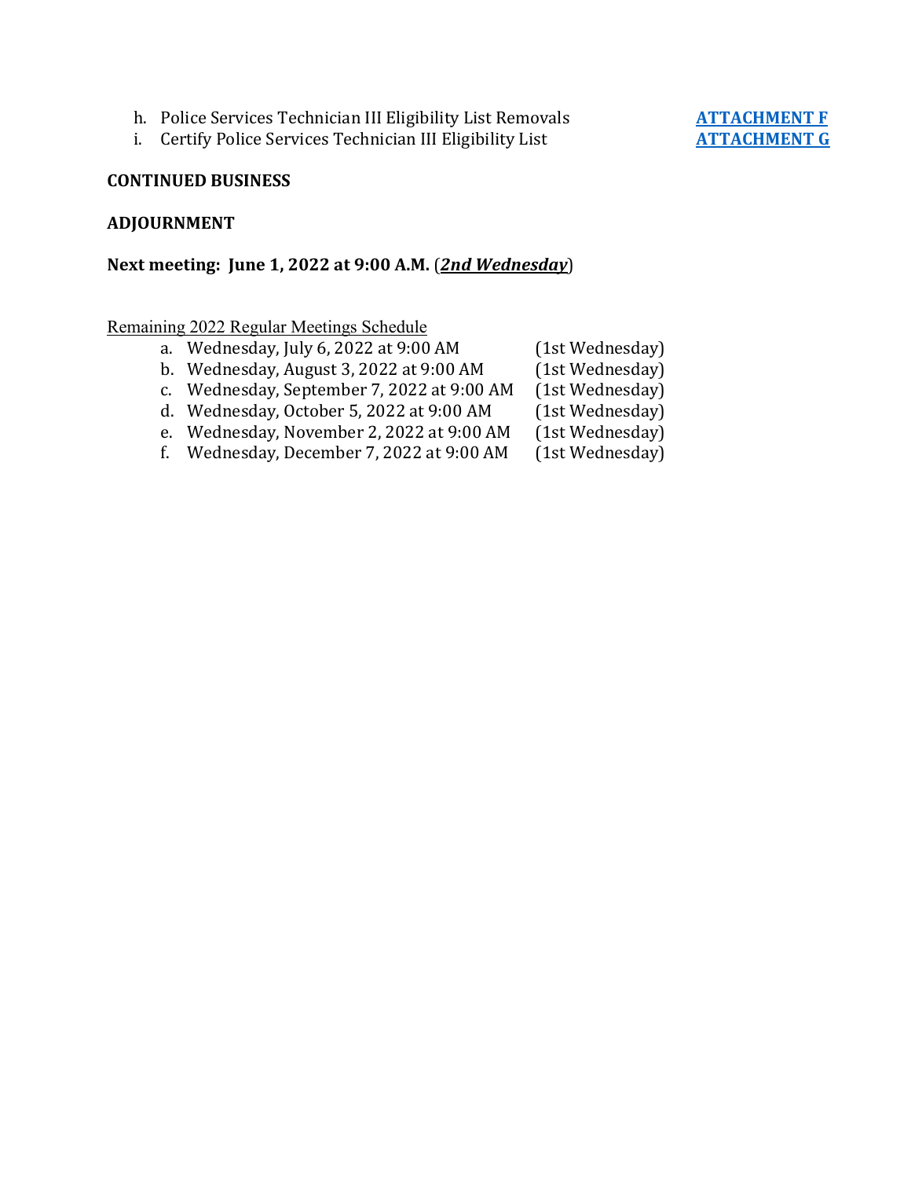h. Police Services Technician III Eligibility List Removals **ATTACHMENT F**
i. Certify Police Services Technician III Eligibility List **ATTACHMENT G**

**CONTINUED BUSINESS**

**ADJOURNMENT**

**Next meeting: June 1, 2022 at 9:00 A.M.** (***2nd Wednesday***)

Remaining 2022 Regular Meetings Schedule

a. Wednesday, July 6, 2022 at 9:00 AM (1st Wednesday)
b. Wednesday, August 3, 2022 at 9:00 AM (1st Wednesday)
c. Wednesday, September 7, 2022 at 9:00 AM (1st Wednesday)
d. Wednesday, October 5, 2022 at 9:00 AM (1st Wednesday)
e. Wednesday, November 2, 2022 at 9:00 AM (1st Wednesday)
f. Wednesday, December 7, 2022 at 9:00 AM (1st Wednesday)